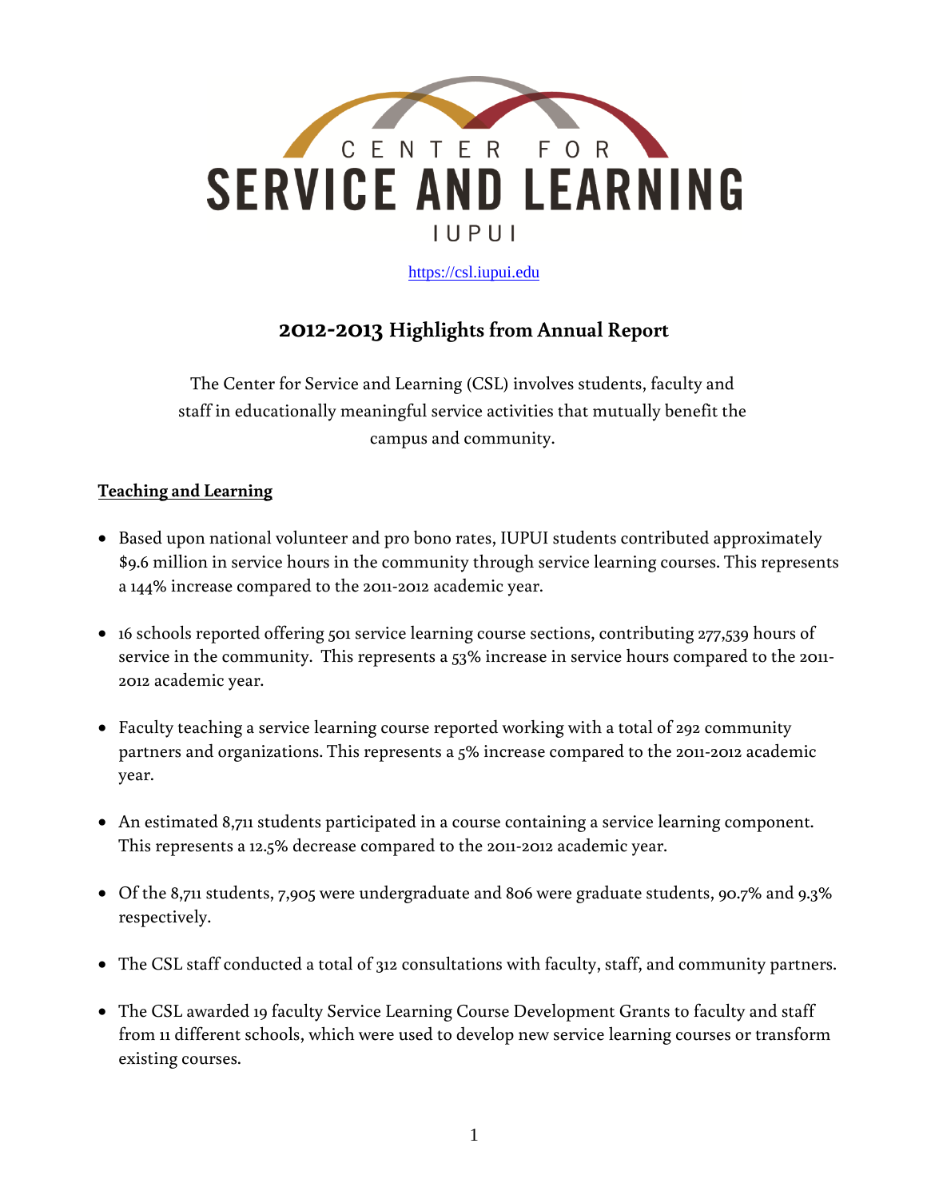CENTER FOR

SERVICE AND LEARNING

IUPUI

https://csl.iupui.edu

## 2012-2013 Highlights from Annual Report

The Center for Service and Learning (CSL) involves students, faculty and staff in educationally meaningful service activities that mutually benefit the campus and community.

### Teaching and Learning

- Based upon national volunteer and pro bono rates, IUPUI students contributed approximately $9.6 million in service hours in the community through service learning courses. This represents a 144% increase compared to the 2011-2012 academic year.
- 16 schools reported offering 501 service learning course sections, contributing 277,539 hours of service in the community. This represents a 53% increase in service hours compared to the 2011-2012 academic year.
- Faculty teaching a service learning course reported working with a total of 292 community partners and organizations. This represents a 5% increase compared to the 2011-2012 academic year.
- An estimated 8,711 students participated in a course containing a service learning component. This represents a 12.5% decrease compared to the 2011-2012 academic year.
- Of the 8,711 students, 7,905 were undergraduate and 806 were graduate students, 90.7% and 9.3% respectively.
- The CSL staff conducted a total of 312 consultations with faculty, staff, and community partners.
- The CSL awarded 19 faculty Service Learning Course Development Grants to faculty and staff from 11 different schools, which were used to develop new service learning courses or transform existing courses.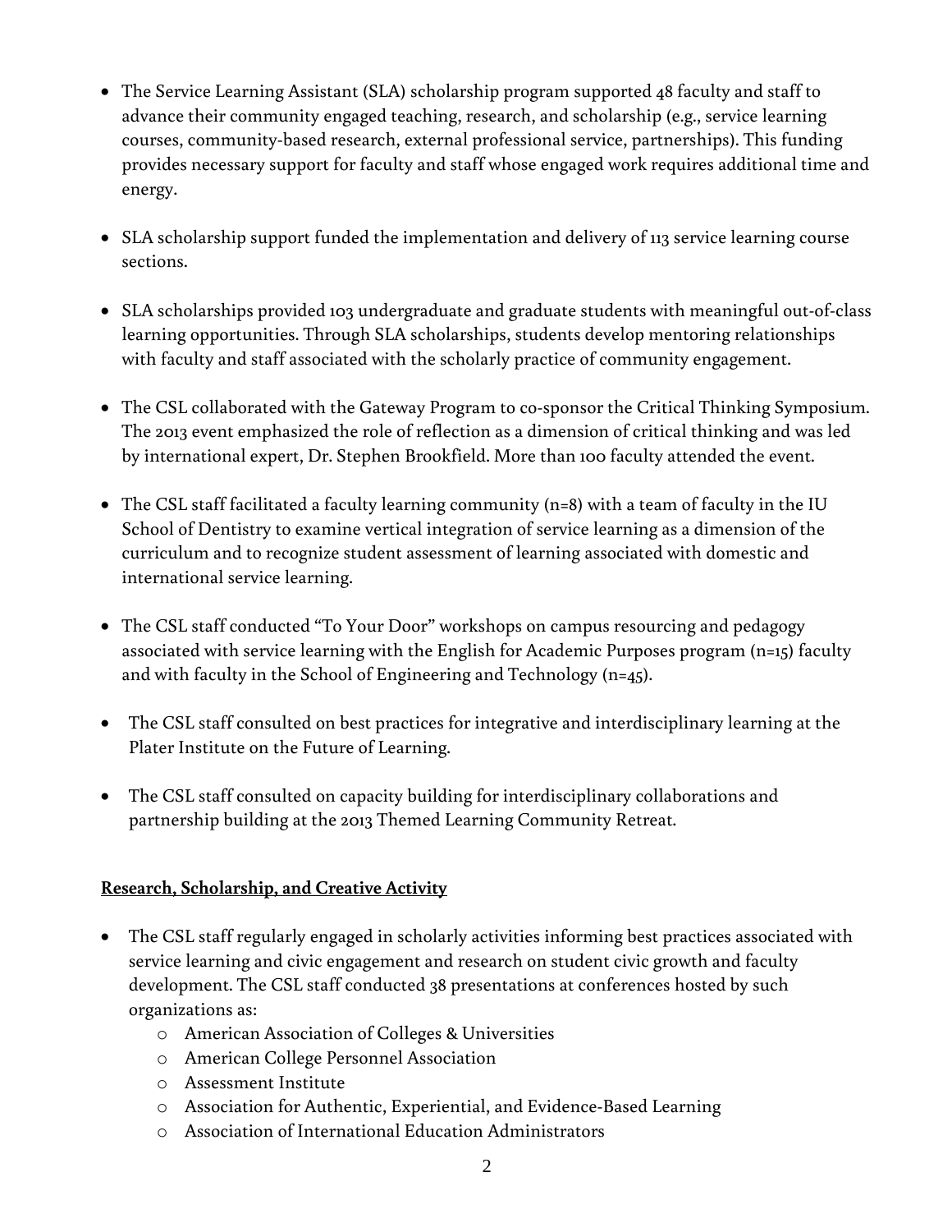- The Service Learning Assistant (SLA) scholarship program supported 48 faculty and staff to advance their community engaged teaching, research, and scholarship (e.g., service learning courses, community-based research, external professional service, partnerships). This funding provides necessary support for faculty and staff whose engaged work requires additional time and energy.

- SLA scholarship support funded the implementation and delivery of 113 service learning course sections.

- SLA scholarships provided 103 undergraduate and graduate students with meaningful out-of-class learning opportunities. Through SLA scholarships, students develop mentoring relationships with faculty and staff associated with the scholarly practice of community engagement.

- The CSL collaborated with the Gateway Program to co-sponsor the Critical Thinking Symposium. The 2013 event emphasized the role of reflection as a dimension of critical thinking and was led by international expert, Dr. Stephen Brookfield. More than 100 faculty attended the event.

- The CSL staff facilitated a faculty learning community (n=8) with a team of faculty in the IU School of Dentistry to examine vertical integration of service learning as a dimension of the curriculum and to recognize student assessment of learning associated with domestic and international service learning.

- The CSL staff conducted "To Your Door" workshops on campus resourcing and pedagogy associated with service learning with the English for Academic Purposes program (n=15) faculty and with faculty in the School of Engineering and Technology (n=45).

- The CSL staff consulted on best practices for integrative and interdisciplinary learning at the Plater Institute on the Future of Learning.

- The CSL staff consulted on capacity building for interdisciplinary collaborations and partnership building at the 2013 Themed Learning Community Retreat.

**Research, Scholarship, and Creative Activity**

- The CSL staff regularly engaged in scholarly activities informing best practices associated with service learning and civic engagement and research on student civic growth and faculty development. The CSL staff conducted 38 presentations at conferences hosted by such organizations as:
  - American Association of Colleges & Universities
  - American College Personnel Association
  - Assessment Institute
  - Association for Authentic, Experiential, and Evidence-Based Learning
  - Association of International Education Administrators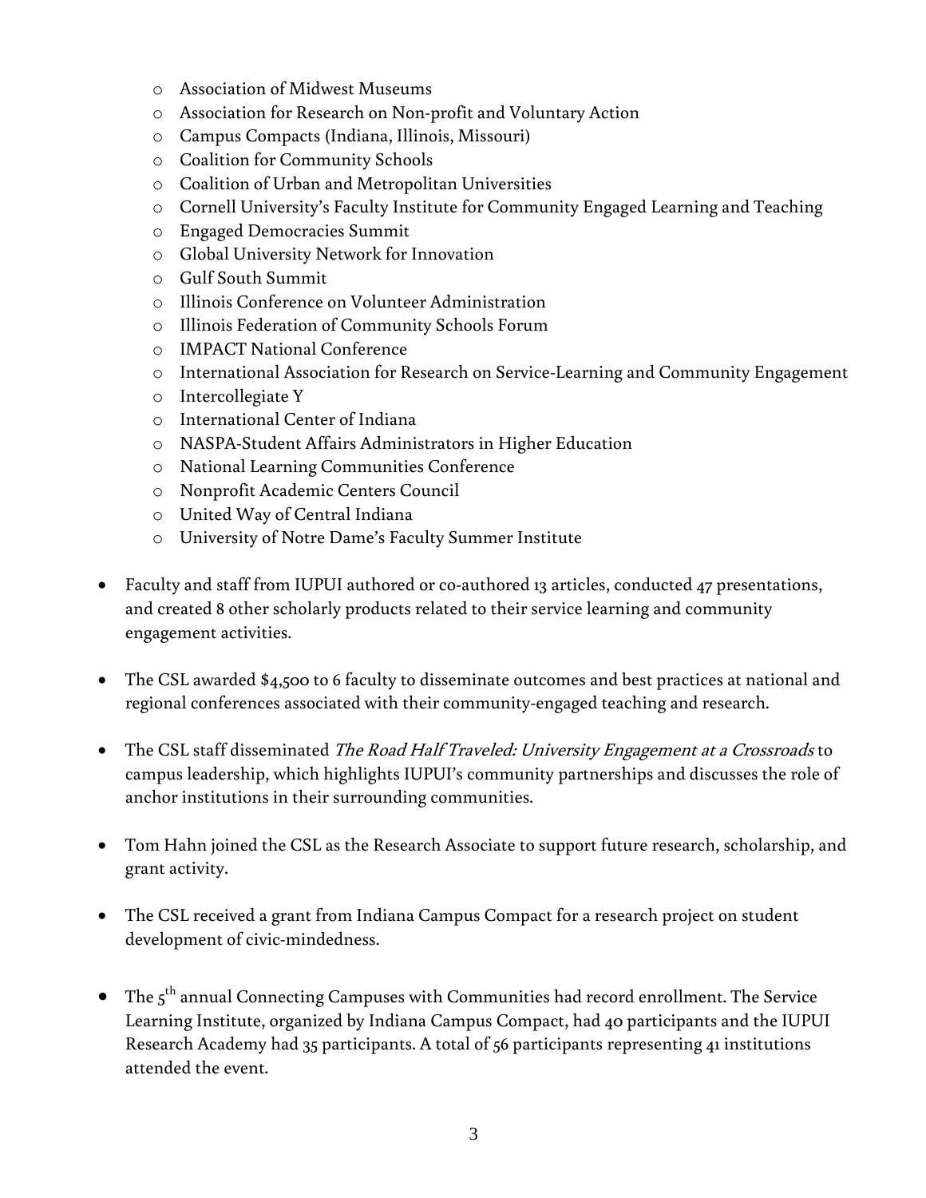- Association of Midwest Museums
  - Association for Research on Non-profit and Voluntary Action
  - Campus Compacts (Indiana, Illinois, Missouri)
  - Coalition for Community Schools
  - Coalition of Urban and Metropolitan Universities
  - Cornell University's Faculty Institute for Community Engaged Learning and Teaching
  - Engaged Democracies Summit
  - Global University Network for Innovation
  - Gulf South Summit
  - Illinois Conference on Volunteer Administration
  - Illinois Federation of Community Schools Forum
  - IMPACT National Conference
  - International Association for Research on Service-Learning and Community Engagement
  - Intercollegiate Y
  - International Center of Indiana
  - NASPA-Student Affairs Administrators in Higher Education
  - National Learning Communities Conference
  - Nonprofit Academic Centers Council
  - United Way of Central Indiana
  - University of Notre Dame's Faculty Summer Institute

- Faculty and staff from IUPUI authored or co-authored 13 articles, conducted 47 presentations, and created 8 other scholarly products related to their service learning and community engagement activities.

- The CSL awarded $4,500 to 6 faculty to disseminate outcomes and best practices at national and regional conferences associated with their community-engaged teaching and research.

- The CSL staff disseminated *The Road Half Traveled: University Engagement at a Crossroads* to campus leadership, which highlights IUPUI's community partnerships and discusses the role of anchor institutions in their surrounding communities.

- Tom Hahn joined the CSL as the Research Associate to support future research, scholarship, and grant activity.

- The CSL received a grant from Indiana Campus Compact for a research project on student development of civic-mindedness.

- The 5th annual Connecting Campuses with Communities had record enrollment. The Service Learning Institute, organized by Indiana Campus Compact, had 40 participants and the IUPUI Research Academy had 35 participants. A total of 56 participants representing 41 institutions attended the event.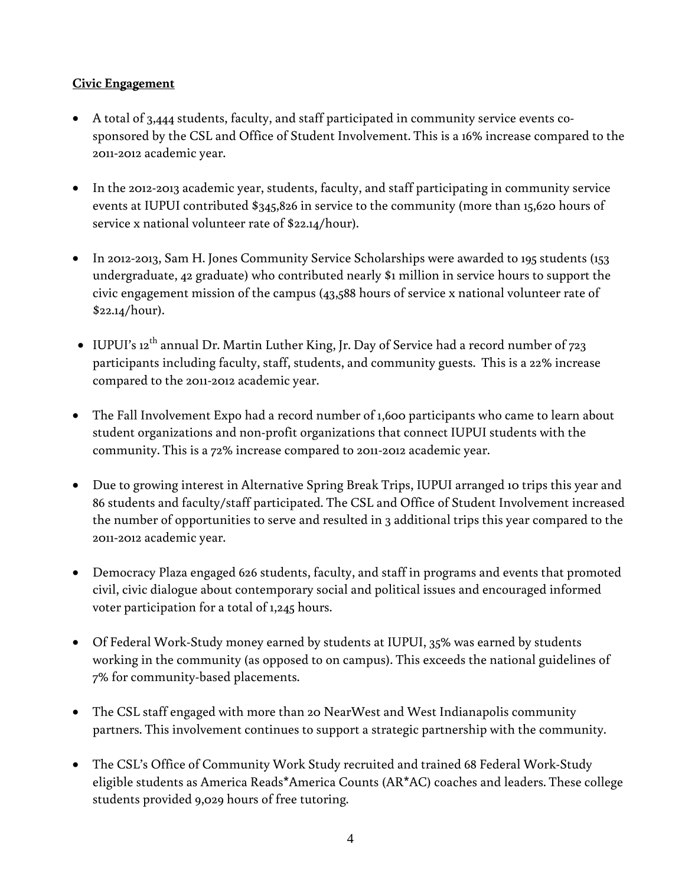**Civic Engagement**

- A total of 3,444 students, faculty, and staff participated in community service events co-sponsored by the CSL and Office of Student Involvement. This is a 16% increase compared to the 2011-2012 academic year.

- In the 2012-2013 academic year, students, faculty, and staff participating in community service events at IUPUI contributed $345,826 in service to the community (more than 15,620 hours of service x national volunteer rate of $22.14/hour).

- In 2012-2013, Sam H. Jones Community Service Scholarships were awarded to 195 students (153 undergraduate, 42 graduate) who contributed nearly $1 million in service hours to support the civic engagement mission of the campus (43,588 hours of service x national volunteer rate of $22.14/hour).

- IUPUI's 12th annual Dr. Martin Luther King, Jr. Day of Service had a record number of 723 participants including faculty, staff, students, and community guests. This is a 22% increase compared to the 2011-2012 academic year.

- The Fall Involvement Expo had a record number of 1,600 participants who came to learn about student organizations and non-profit organizations that connect IUPUI students with the community. This is a 72% increase compared to 2011-2012 academic year.

- Due to growing interest in Alternative Spring Break Trips, IUPUI arranged 10 trips this year and 86 students and faculty/staff participated. The CSL and Office of Student Involvement increased the number of opportunities to serve and resulted in 3 additional trips this year compared to the 2011-2012 academic year.

- Democracy Plaza engaged 626 students, faculty, and staff in programs and events that promoted civil, civic dialogue about contemporary social and political issues and encouraged informed voter participation for a total of 1,245 hours.

- Of Federal Work-Study money earned by students at IUPUI, 35% was earned by students working in the community (as opposed to on campus). This exceeds the national guidelines of 7% for community-based placements.

- The CSL staff engaged with more than 20 NearWest and West Indianapolis community partners. This involvement continues to support a strategic partnership with the community.

- The CSL's Office of Community Work Study recruited and trained 68 Federal Work-Study eligible students as America Reads*America Counts (AR*AC) coaches and leaders. These college students provided 9,029 hours of free tutoring.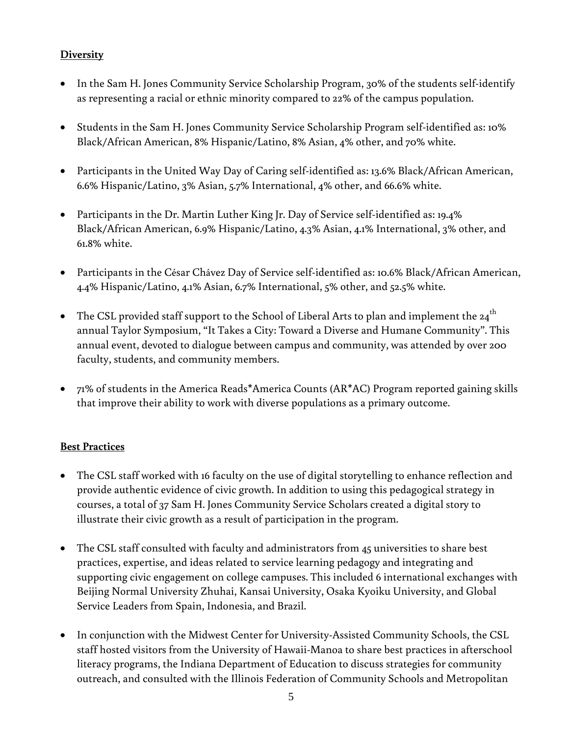**Diversity**

- In the Sam H. Jones Community Service Scholarship Program, 30% of the students self-identify as representing a racial or ethnic minority compared to 22% of the campus population.

- Students in the Sam H. Jones Community Service Scholarship Program self-identified as: 10% Black/African American, 8% Hispanic/Latino, 8% Asian, 4% other, and 70% white.

- Participants in the United Way Day of Caring self-identified as: 13.6% Black/African American, 6.6% Hispanic/Latino, 3% Asian, 5.7% International, 4% other, and 66.6% white.

- Participants in the Dr. Martin Luther King Jr. Day of Service self-identified as: 19.4% Black/African American, 6.9% Hispanic/Latino, 4.3% Asian, 4.1% International, 3% other, and 61.8% white.

- Participants in the César Chávez Day of Service self-identified as: 10.6% Black/African American, 4.4% Hispanic/Latino, 4.1% Asian, 6.7% International, 5% other, and 52.5% white.

- The CSL provided staff support to the School of Liberal Arts to plan and implement the 24th annual Taylor Symposium, "It Takes a City: Toward a Diverse and Humane Community". This annual event, devoted to dialogue between campus and community, was attended by over 200 faculty, students, and community members.

- 71% of students in the America Reads*America Counts (AR*AC) Program reported gaining skills that improve their ability to work with diverse populations as a primary outcome.

**Best Practices**

- The CSL staff worked with 16 faculty on the use of digital storytelling to enhance reflection and provide authentic evidence of civic growth. In addition to using this pedagogical strategy in courses, a total of 37 Sam H. Jones Community Service Scholars created a digital story to illustrate their civic growth as a result of participation in the program.

- The CSL staff consulted with faculty and administrators from 45 universities to share best practices, expertise, and ideas related to service learning pedagogy and integrating and supporting civic engagement on college campuses. This included 6 international exchanges with Beijing Normal University Zhuhai, Kansai University, Osaka Kyoiku University, and Global Service Leaders from Spain, Indonesia, and Brazil.

- In conjunction with the Midwest Center for University-Assisted Community Schools, the CSL staff hosted visitors from the University of Hawaii-Manoa to share best practices in afterschool literacy programs, the Indiana Department of Education to discuss strategies for community outreach, and consulted with the Illinois Federation of Community Schools and Metropolitan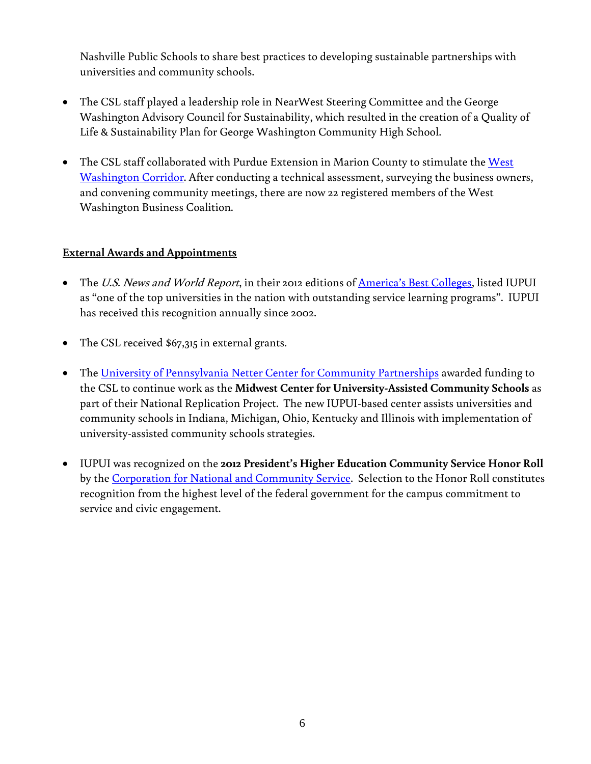Nashville Public Schools to share best practices to developing sustainable partnerships with universities and community schools.

- The CSL staff played a leadership role in NearWest Steering Committee and the George Washington Advisory Council for Sustainability, which resulted in the creation of a Quality of Life & Sustainability Plan for George Washington Community High School.

- The CSL staff collaborated with Purdue Extension in Marion County to stimulate the West Washington Corridor. After conducting a technical assessment, surveying the business owners, and convening community meetings, there are now 22 registered members of the West Washington Business Coalition.

## External Awards and Appointments

- The *U.S. News and World Report*, in their 2012 editions of America's Best Colleges, listed IUPUI as "one of the top universities in the nation with outstanding service learning programs". IUPUI has received this recognition annually since 2002.

- The CSL received $67,315 in external grants.

- The University of Pennsylvania Netter Center for Community Partnerships awarded funding to the CSL to continue work as the **Midwest Center for University-Assisted Community Schools** as part of their National Replication Project. The new IUPUI-based center assists universities and community schools in Indiana, Michigan, Ohio, Kentucky and Illinois with implementation of university-assisted community schools strategies.

- IUPUI was recognized on the **2012 President's Higher Education Community Service Honor Roll** by the Corporation for National and Community Service. Selection to the Honor Roll constitutes recognition from the highest level of the federal government for the campus commitment to service and civic engagement.